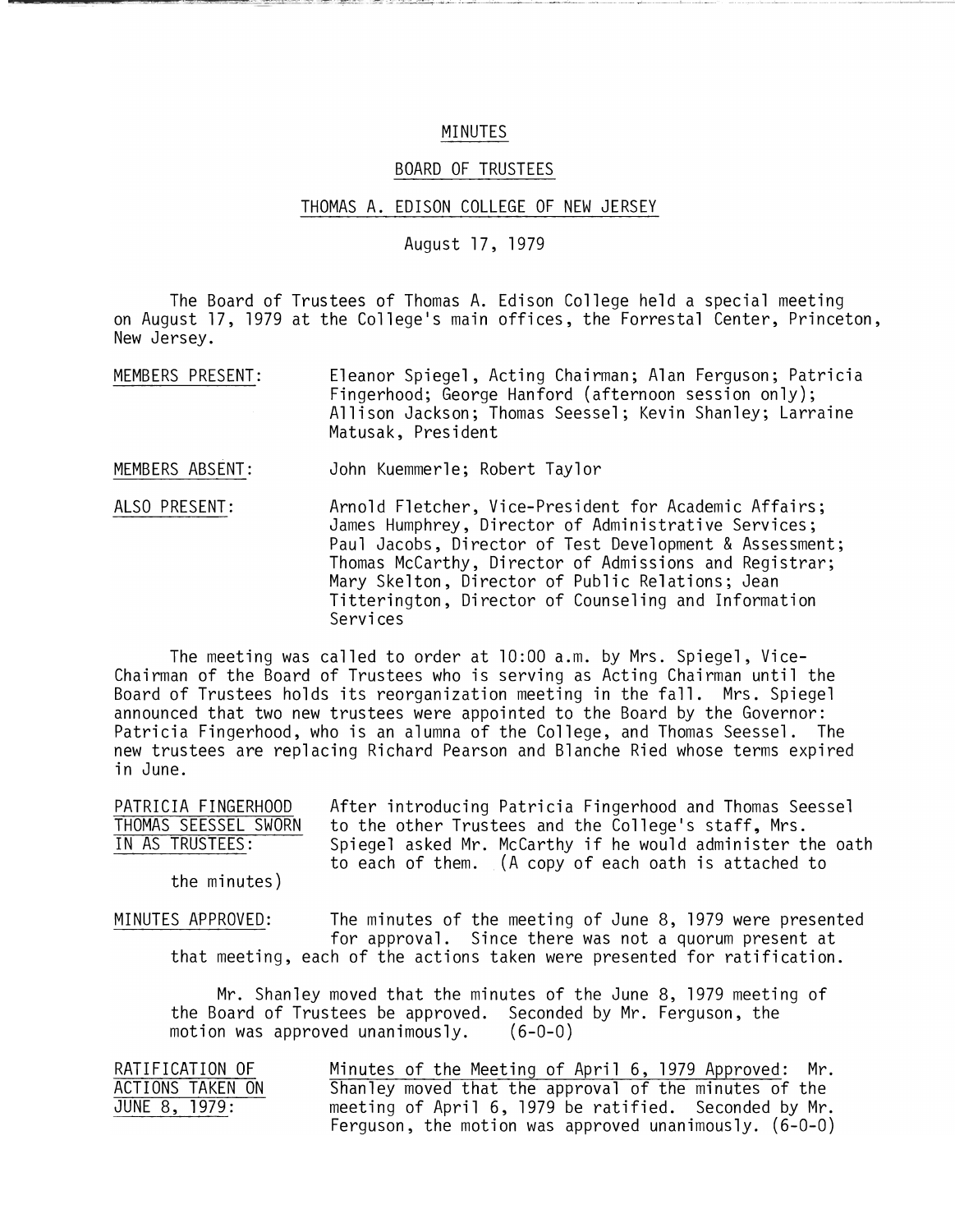# MINUTES

## BOARD OF TRUSTEES

## THOMAS A. EDISON COLLEGE OF NEW JERSEY

August 17, 1979

The Board of Trustees of Thomas A. Edison College held a special meeting on August 17, 1979 at the College's main offices, the Forrestal Center, Princeton, New Jersey.

MEMBERS PRESENT: Eleanor Spiegel, Acting Chairman; Alan Ferguson; Patricia Fingerhood; George Hanford (afternoon session only); Allison Jackson; Thomas Seessel; Kevin Shanley; Larraine Matusak, President

MEMBERS ABSENT: John Kuemmerle; Robert Taylor

ALSO PRESENT: Arnold Fletcher, Vice-President for Academic Affairs; James Humphrey, Director of Administrative Services; Paul Jacobs, Director of Test Development & Assessment; Thomas McCarthy, Director of Admissions and Registrar; Mary Skelton, Director of Public Relations; Jean Titterington, Director of Counseling and Information Services

The meeting was called to order at 10:00 a.m. by Mrs. Spiegel, Vice-Chairman of the Board of Trustees who is serving as Acting Chairman until the Board of Trustees holds its reorganization meeting in the fall. Mrs. Spiegel announced that two new trustees were appointed to the Board by the Governor: Patricia Fingerhood, who is an alumna of the College, and Thomas Seessel. The new trustees are replacing Richard Pearson and Blanche Ried whose terms expired in June.

PATRICIA FINGERHOOD THOMAS SEESSEL SWORN IN AS TRUSTEES: After introducing Patricia Fingerhood and Thomas Seessel to the other Trustees and the College's staff, Mrs. Spiegel asked Mr. McCarthy if he would administer the oath to each of them. (A copy of each oath is attached to the minutes)

MINUTES APPROVED: The minutes of the meeting of June 8, 1979 were presented for approval. Since there was not a quorum present at that meeting, each of the actions taken were presented for ratification.

Mr. Shanley moved that the minutes of the June 8, 1979 meeting of the Board of Trustees be approved. Seconded by Mr. Ferguson, the motion was approved unanimously. (6-0-0)

RATIFICATION OF ACTIONS TAKEN ON JUNE 8, 1979: Minutes of the Meeting of April 6, 1979 Approved: Mr. Shanley moved that the approval of the minutes of the meeting of April 6, 1979 be ratified. Seconded by Mr. Ferguson, the motion was approved unanimously. (6-0-0)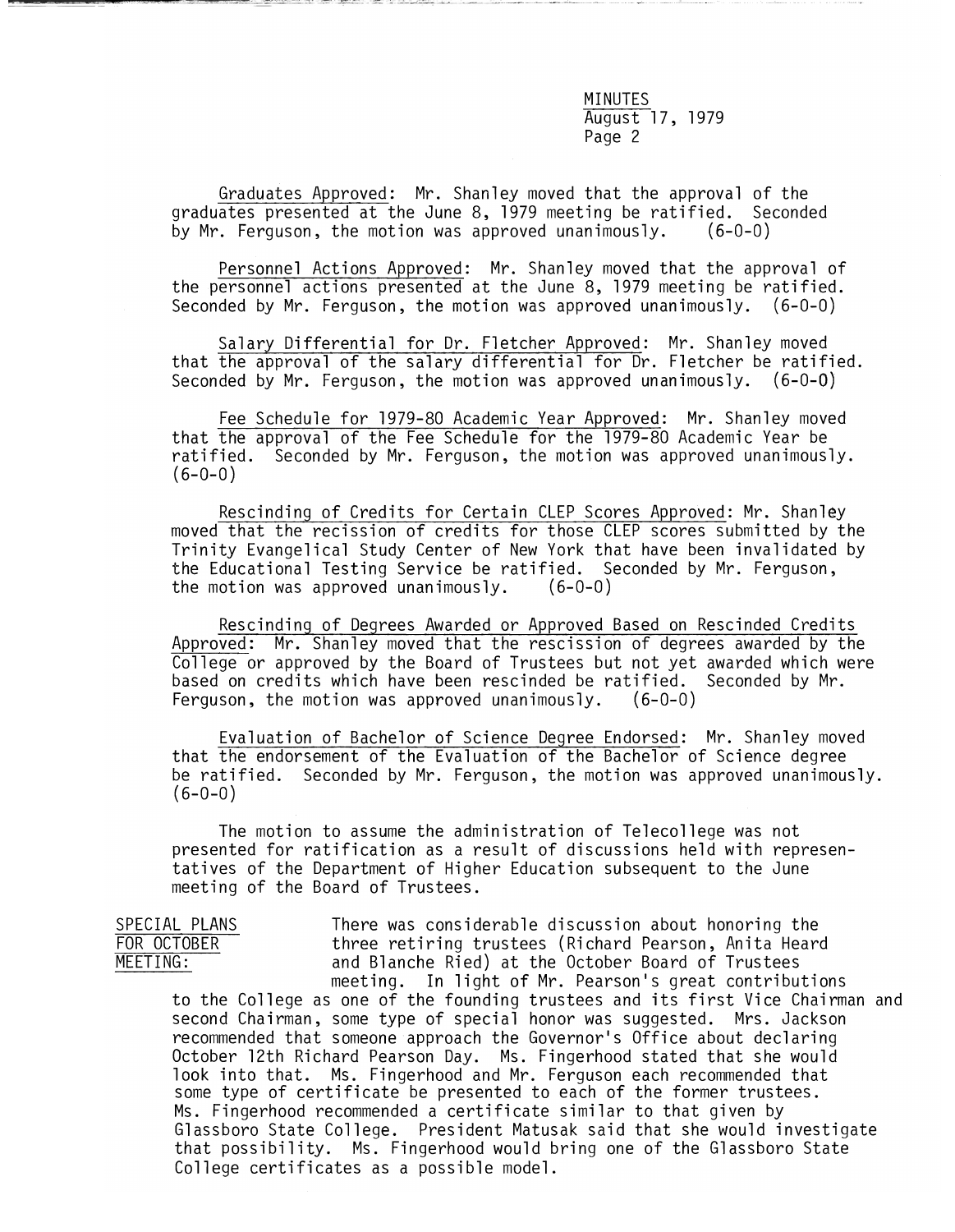Graduates Approved: Mr. Shanley moved that the approval of the graduates presented at the June 8, 1979 meeting be ratified. Seconded by Mr. Ferguson, the motion was approved unanimously. (6-0-0)

Personnel Actions Approved: Mr. Shanley moved that the approval of the personnel actions presented at the June 8, 1979 meeting be ratified. Seconded by Mr. Ferguson, the motion was approved unanimously. (6-0-0)

Salary Differential for Dr. Fletcher Approved: Mr. Shanley moved that the approval of the salary differential for Dr. Fletcher be ratified. Seconded by Mr. Ferguson, the motion was approved unanimously. (6-0-0)

Fee Schedule for 1979-80 Academic Year Approved: Mr. Shanley moved that the approval of the Fee Schedule for the 1979-80 Academic Year be ratified. Seconded by Mr. Ferguson, the motion was approved unanimously. (6-0-0)

Rescinding of Credits for Certain CLEP Scores Approved: Mr. Shanley moved that the recission of credits for those CLEP scores submitted by the Trinity Evangelical Study Center of New York that have been invalidated by the Educational Testing Service be ratified. Seconded by Mr. Ferguson, the motion was approved unanimously. (6-0-0)

Rescinding of Degrees Awarded or Approved Based on Rescinded Credits Approved: Mr. Shanley moved that the rescission of degrees awarded by the College or approved by the Board of Trustees but not yet awarded which were based on credits which have been rescinded be ratified. Seconded by Mr. Ferguson, the motion was approved unanimously. (6-0-0)

Evaluation of Bachelor of Science Degree Endorsed: Mr. Shanley moved that the endorsement of the Evaluation of the Bachelor of Science degree be ratified. Seconded by Mr. Ferguson, the motion was approved unanimously. (6-0-0)

The motion to assume the administration of Telecollege was not presented for ratification as a result of discussions held with representatives of the Department of Higher Education subsequent to the June meeting of the Board of Trustees.

SPECIAL PLANS FOR OCTOBER MEETING: There was considerable discussion about honoring the three retiring trustees (Richard Pearson, Anita Heard and Blanche Ried) at the October Board of Trustees meeting. In light of Mr. Pearson's great contributions to the College as one of the founding trustees and its first Vice Chairman and second Chairman, some type of special honor was suggested. Mrs. Jackson recommended that someone approach the Governor's Office about declaring October 12th Richard Pearson Day. Ms. Fingerhood stated that she would look into that. Ms. Fingerhood and Mr. Ferguson each recommended that some type of certificate be presented to each of the former trustees. Ms. Fingerhood recommended a certificate similar to that given by Glassboro State College. President Matusak said that she would investigate that possibility. Ms. Fingerhood would bring one of the Glassboro State College certificates as a possible model.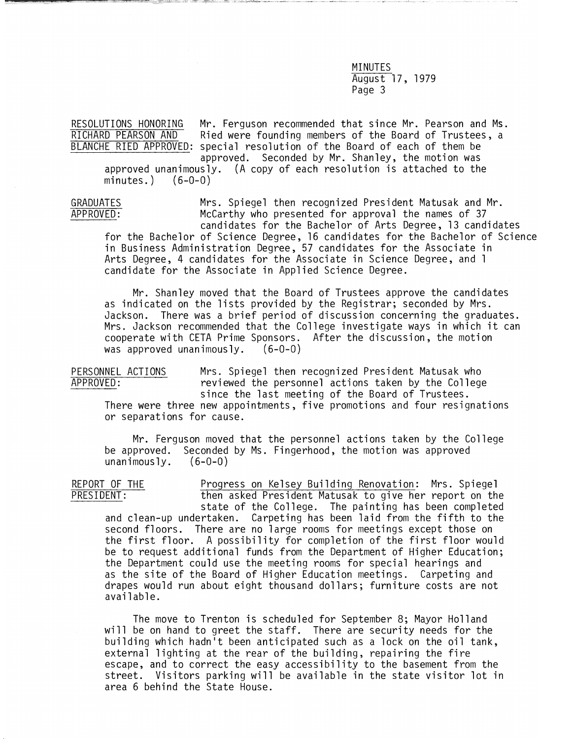**RESOLUTIONS HONORING RICHARD PEARSON AND BLANCHE RIED APPROVED:** Mr. Ferguson recommended that since Mr. Pearson and Ms. Ried were founding members of the Board of Trustees, a special resolution of the Board of each of them be approved. Seconded by Mr. Shanley, the motion was approved unanimously. (A copy of each resolution is attached to the minutes.) (6-0-0)

**GRADUATES APPROVED:** Mrs. Spiegel then recognized President Matusak and Mr. McCarthy who presented for approval the names of 37 candidates for the Bachelor of Arts Degree, 13 candidates for the Bachelor of Science Degree, 16 candidates for the Bachelor of Science in Business Administration Degree, 57 candidates for the Associate in Arts Degree, 4 candidates for the Associate in Science Degree, and 1 candidate for the Associate in Applied Science Degree.

Mr. Shanley moved that the Board of Trustees approve the candidates as indicated on the lists provided by the Registrar; seconded by Mrs. Jackson. There was a brief period of discussion concerning the graduates. Mrs. Jackson recommended that the College investigate ways in which it can cooperate with CETA Prime Sponsors. After the discussion, the motion was approved unanimously. (6-0-0)

**PERSONNEL ACTIONS APPROVED:** Mrs. Spiegel then recognized President Matusak who reviewed the personnel actions taken by the College since the last meeting of the Board of Trustees. There were three new appointments, five promotions and four resignations or separations for cause.

Mr. Ferguson moved that the personnel actions taken by the College be approved. Seconded by Ms. Fingerhood, the motion was approved unanimously. (6-0-0)

**REPORT OF THE PRESIDENT:** Progress on Kelsey Building Renovation: Mrs. Spiegel then asked President Matusak to give her report on the state of the College. The painting has been completed and clean-up undertaken. Carpeting has been laid from the fifth to the second floors. There are no large rooms for meetings except those on the first floor. A possibility for completion of the first floor would be to request additional funds from the Department of Higher Education; the Department could use the meeting rooms for special hearings and as the site of the Board of Higher Education meetings. Carpeting and drapes would run about eight thousand dollars; furniture costs are not available.

The move to Trenton is scheduled for September 8; Mayor Holland will be on hand to greet the staff. There are security needs for the building which hadn't been anticipated such as a lock on the oil tank, external lighting at the rear of the building, repairing the fire escape, and to correct the easy accessibility to the basement from the street. Visitors parking will be available in the state visitor lot in area 6 behind the State House.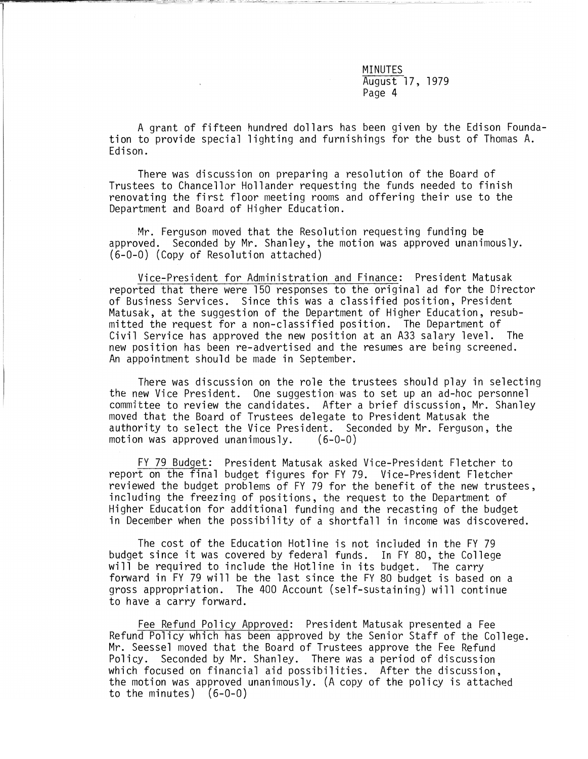A grant of fifteen hundred dollars has been given by the Edison Foundation to provide special lighting and furnishings for the bust of Thomas A. Edison.

There was discussion on preparing a resolution of the Board of Trustees to Chancellor Hollander requesting the funds needed to finish renovating the first floor meeting rooms and offering their use to the Department and Board of Higher Education.

Mr. Ferguson moved that the Resolution requesting funding be approved. Seconded by Mr. Shanley, the motion was approved unanimously. (6-0-0) (Copy of Resolution attached)

Vice-President for Administration and Finance: President Matusak reported that there were 150 responses to the original ad for the Director of Business Services. Since this was a classified position, President Matusak, at the suggestion of the Department of Higher Education, resubmitted the request for a non-classified position. The Department of Civil Service has approved the new position at an A33 salary level. The new position has been re-advertised and the resumes are being screened. An appointment should be made in September.

There was discussion on the role the trustees should play in selecting the new Vice President. One suggestion was to set up an ad-hoc personnel committee to review the candidates. After a brief discussion, Mr. Shanley moved that the Board of Trustees delegate to President Matusak the authority to select the Vice President. Seconded by Mr. Ferguson, the motion was approved unanimously. (6-0-0)

FY 79 Budget: President Matusak asked Vice-President Fletcher to report on the final budget figures for FY 79. Vice-President Fletcher reviewed the budget problems of FY 79 for the benefit of the new trustees, including the freezing of positions, the request to the Department of Higher Education for additional funding and the recasting of the budget in December when the possibility of a shortfall in income was discovered.

The cost of the Education Hotline is not included in the FY 79 budget since it was covered by federal funds. In FY 80, the College will be required to include the Hotline in its budget. The carry forward in FY 79 will be the last since the FY 80 budget is based on a gross appropriation. The 400 Account (self-sustaining) will continue to have a carry forward.

Fee Refund Policy Approved: President Matusak presented a Fee Refund Policy which has been approved by the Senior Staff of the College. Mr. Seessel moved that the Board of Trustees approve the Fee Refund Policy. Seconded by Mr. Shanley. There was a period of discussion which focused on financial aid possibilities. After the discussion, the motion was approved unanimously. (A copy of the policy is attached to the minutes) (6-0-0)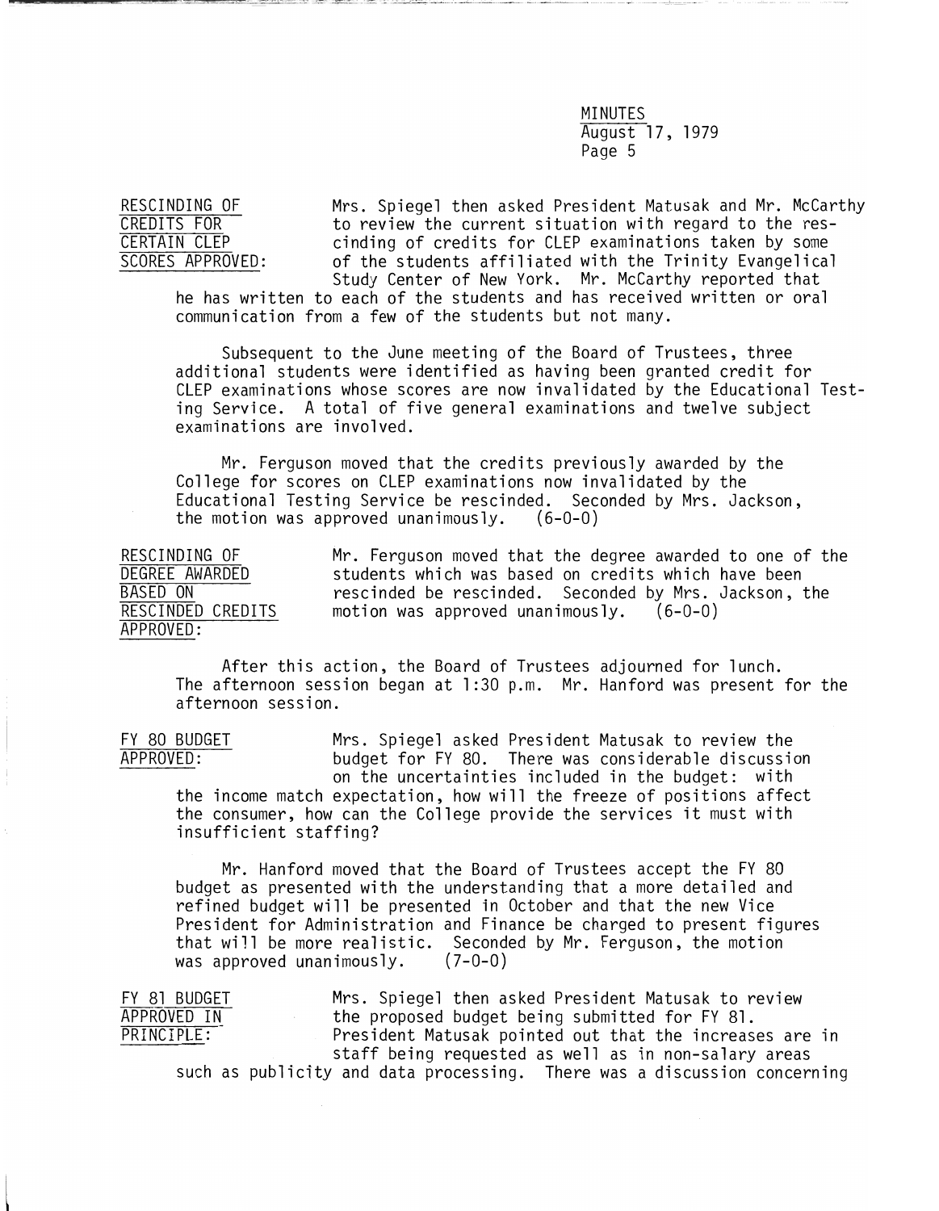MINUTES
August 17, 1979

**RESCINDING OF CREDITS FOR CERTAIN CLEP SCORES APPROVED:** Mrs. Spiegel then asked President Matusak and Mr. McCarthy to review the current situation with regard to the rescinding of credits for CLEP examinations taken by some of the students affiliated with the Trinity Evangelical Study Center of New York. Mr. McCarthy reported that he has written to each of the students and has received written or oral communication from a few of the students but not many.

Subsequent to the June meeting of the Board of Trustees, three additional students were identified as having been granted credit for CLEP examinations whose scores are now invalidated by the Educational Testing Service. A total of five general examinations and twelve subject examinations are involved.

Mr. Ferguson moved that the credits previously awarded by the College for scores on CLEP examinations now invalidated by the Educational Testing Service be rescinded. Seconded by Mrs. Jackson, the motion was approved unanimously. (6-0-0)

**RESCINDING OF DEGREE AWARDED BASED ON RESCINDED CREDITS APPROVED:** Mr. Ferguson moved that the degree awarded to one of the students which was based on credits which have been rescinded be rescinded. Seconded by Mrs. Jackson, the motion was approved unanimously. (6-0-0)

After this action, the Board of Trustees adjourned for lunch. The afternoon session began at 1:30 p.m. Mr. Hanford was present for the afternoon session.

**FY 80 BUDGET APPROVED:** Mrs. Spiegel asked President Matusak to review the budget for FY 80. There was considerable discussion on the uncertainties included in the budget: with the income match expectation, how will the freeze of positions affect the consumer, how can the College provide the services it must with insufficient staffing?

Mr. Hanford moved that the Board of Trustees accept the FY 80 budget as presented with the understanding that a more detailed and refined budget will be presented in October and that the new Vice President for Administration and Finance be charged to present figures that will be more realistic. Seconded by Mr. Ferguson, the motion was approved unanimously. (7-0-0)

**FY 81 BUDGET APPROVED IN PRINCIPLE:** Mrs. Spiegel then asked President Matusak to review the proposed budget being submitted for FY 81. President Matusak pointed out that the increases are in staff being requested as well as in non-salary areas such as publicity and data processing. There was a discussion concerning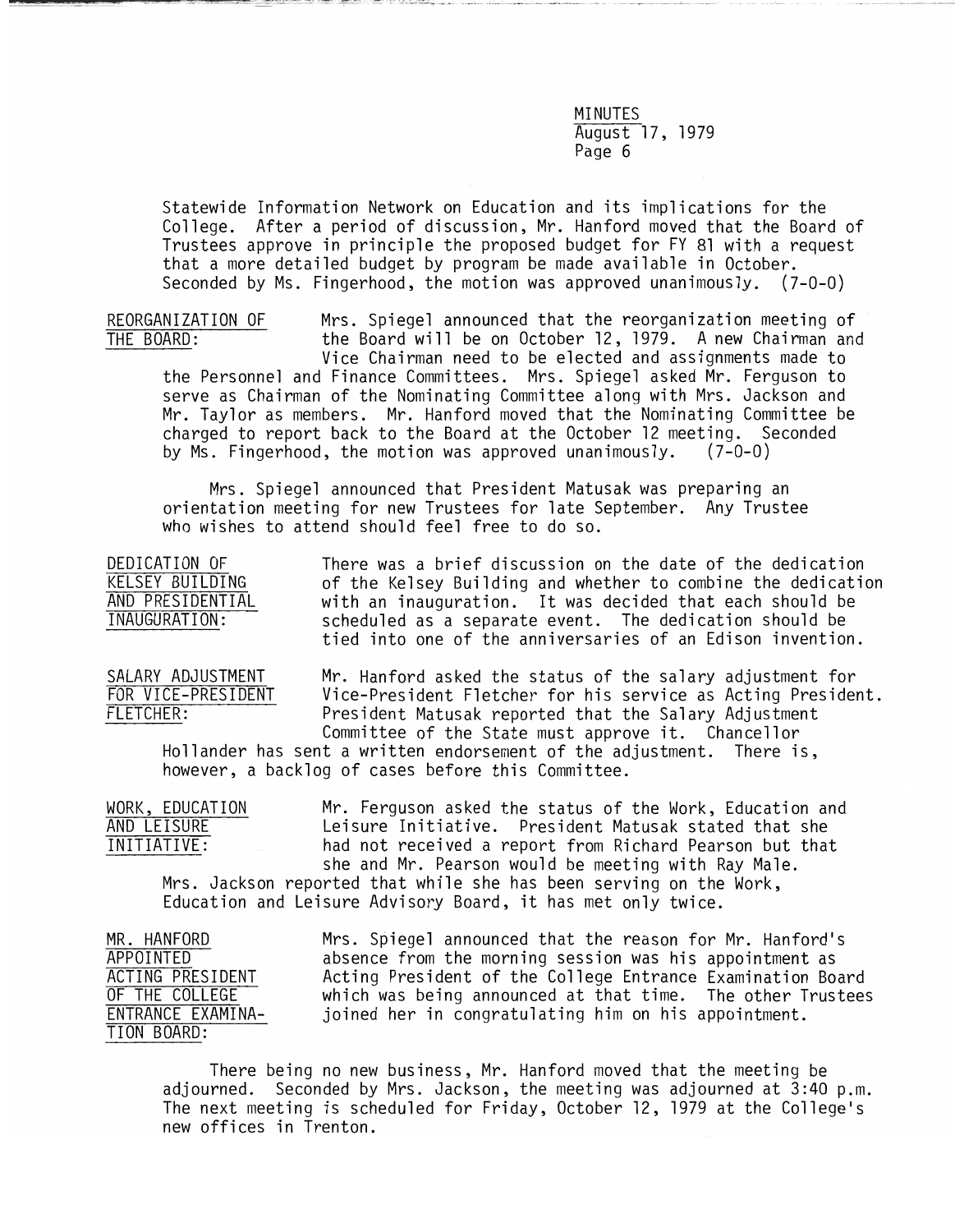Statewide Information Network on Education and its implications for the College. After a period of discussion, Mr. Hanford moved that the Board of Trustees approve in principle the proposed budget for FY 81 with a request that a more detailed budget by program be made available in October. Seconded by Ms. Fingerhood, the motion was approved unanimously. (7-0-0)

REORGANIZATION OF THE BOARD: Mrs. Spiegel announced that the reorganization meeting of the Board will be on October 12, 1979. A new Chairman and Vice Chairman need to be elected and assignments made to the Personnel and Finance Committees. Mrs. Spiegel asked Mr. Ferguson to serve as Chairman of the Nominating Committee along with Mrs. Jackson and Mr. Taylor as members. Mr. Hanford moved that the Nominating Committee be charged to report back to the Board at the October 12 meeting. Seconded by Ms. Fingerhood, the motion was approved unanimously. (7-0-0)

Mrs. Spiegel announced that President Matusak was preparing an orientation meeting for new Trustees for late September. Any Trustee who wishes to attend should feel free to do so.

DEDICATION OF KELSEY BUILDING AND PRESIDENTIAL INAUGURATION: There was a brief discussion on the date of the dedication of the Kelsey Building and whether to combine the dedication with an inauguration. It was decided that each should be scheduled as a separate event. The dedication should be tied into one of the anniversaries of an Edison invention.

SALARY ADJUSTMENT FOR VICE-PRESIDENT FLETCHER: Mr. Hanford asked the status of the salary adjustment for Vice-President Fletcher for his service as Acting President. President Matusak reported that the Salary Adjustment Committee of the State must approve it. Chancellor Hollander has sent a written endorsement of the adjustment. There is, however, a backlog of cases before this Committee.

WORK, EDUCATION AND LEISURE INITIATIVE: Mr. Ferguson asked the status of the Work, Education and Leisure Initiative. President Matusak stated that she had not received a report from Richard Pearson but that she and Mr. Pearson would be meeting with Ray Male. Mrs. Jackson reported that while she has been serving on the Work, Education and Leisure Advisory Board, it has met only twice.

MR. HANFORD APPOINTED ACTING PRESIDENT OF THE COLLEGE ENTRANCE EXAMINATION BOARD: Mrs. Spiegel announced that the reason for Mr. Hanford's absence from the morning session was his appointment as Acting President of the College Entrance Examination Board which was being announced at that time. The other Trustees joined her in congratulating him on his appointment.

There being no new business, Mr. Hanford moved that the meeting be adjourned. Seconded by Mrs. Jackson, the meeting was adjourned at 3:40 p.m. The next meeting is scheduled for Friday, October 12, 1979 at the College's new offices in Trenton.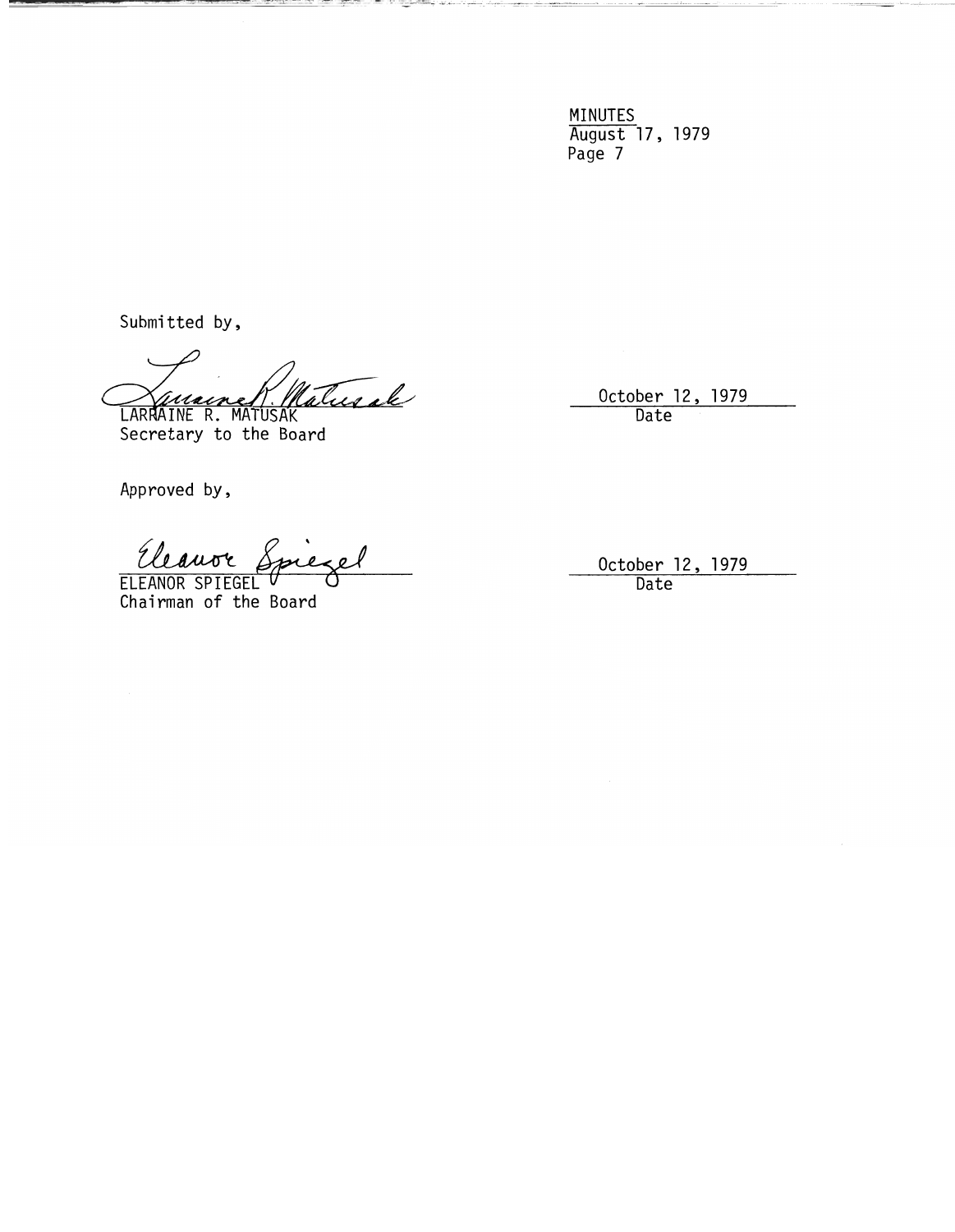Submitted by,

LARRAINE R. MATUSAK
Secretary to the Board

October 12, 1979
Date

Approved by,

ELEANOR SPIEGEL
Chairman of the Board

October 12, 1979
Date